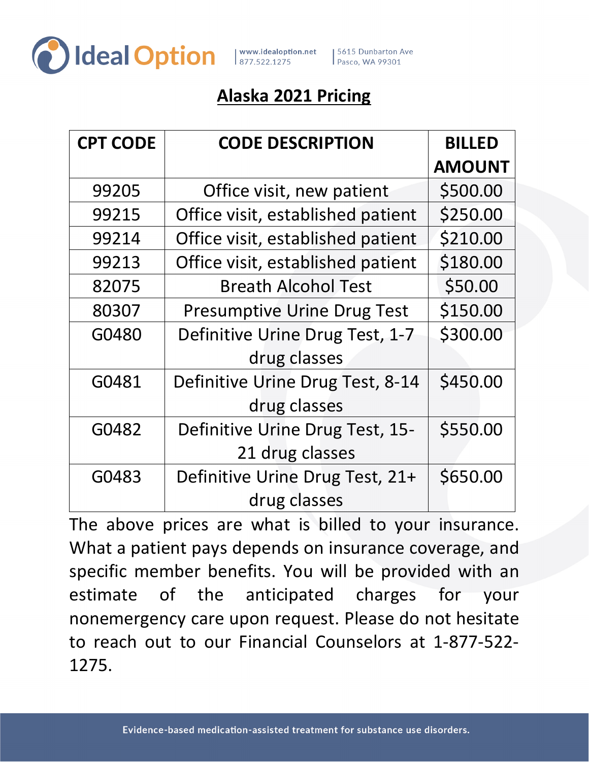Ideal Option | www.idealoption.net 877.522.1275 | 5615 Dunbarton Ave Pasco, WA 99301

# Alaska 2021 Pricing

| CPT CODE | CODE DESCRIPTION | BILLED AMOUNT |
|---|---|---|
| 99205 | Office visit, new patient | $500.00 |
| 99215 | Office visit, established patient | $250.00 |
| 99214 | Office visit, established patient | $210.00 |
| 99213 | Office visit, established patient | $180.00 |
| 82075 | Breath Alcohol Test | $50.00 |
| 80307 | Presumptive Urine Drug Test | $150.00 |
| G0480 | Definitive Urine Drug Test, 1-7 drug classes | $300.00 |
| G0481 | Definitive Urine Drug Test, 8-14 drug classes | $450.00 |
| G0482 | Definitive Urine Drug Test, 15-21 drug classes | $550.00 |
| G0483 | Definitive Urine Drug Test, 21+ drug classes | $650.00 |

The above prices are what is billed to your insurance. What a patient pays depends on insurance coverage, and specific member benefits. You will be provided with an estimate of the anticipated charges for your nonemergency care upon request. Please do not hesitate to reach out to our Financial Counselors at 1-877-522-1275.

Evidence-based medication-assisted treatment for substance use disorders.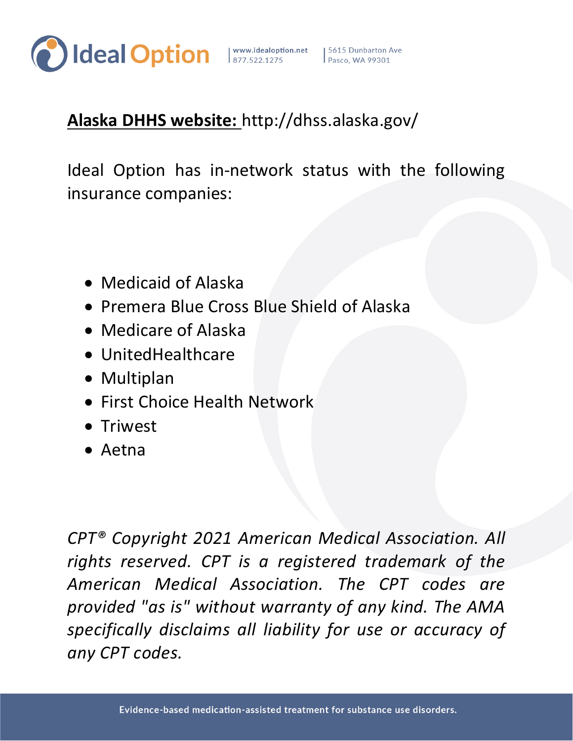**Alaska DHHS website:** http://dhss.alaska.gov/

Ideal Option has in-network status with the following insurance companies:

- Medicaid of Alaska
- Premera Blue Cross Blue Shield of Alaska
- Medicare of Alaska
- UnitedHealthcare
- Multiplan
- First Choice Health Network
- Triwest
- Aetna

*CPT® Copyright 2021 American Medical Association. All rights reserved. CPT is a registered trademark of the American Medical Association. The CPT codes are provided "as is" without warranty of any kind. The AMA specifically disclaims all liability for use or accuracy of any CPT codes.*